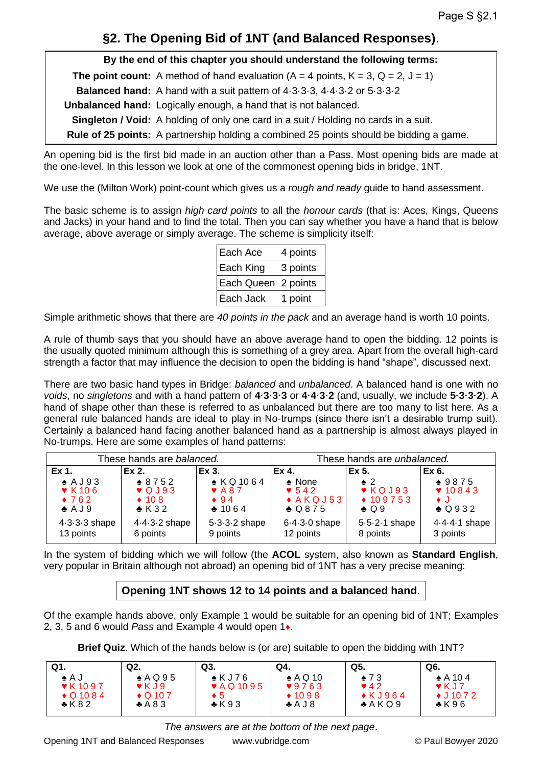## §2. The Opening Bid of 1NT (and Balanced Responses).

| By the end of this chapter you should understand the following terms: | |
|---|---|
| **The point count:** | A method of hand evaluation (A = 4 points, K = 3, Q = 2, J = 1) |
| **Balanced hand:** | A hand with a suit pattern of 4·3·3·3, 4·4·3·2 or 5·3·3·2 |
| **Unbalanced hand:** | Logically enough, a hand that is not balanced. |
| **Singleton / Void:** | A holding of only one card in a suit / Holding no cards in a suit. |
| **Rule of 25 points:** | A partnership holding a combined 25 points should be bidding a game. |

An opening bid is the first bid made in an auction other than a Pass. Most opening bids are made at the one-level. In this lesson we look at one of the commonest opening bids in bridge, 1NT.

We use the (Milton Work) point-count which gives us a *rough and ready* guide to hand assessment.

The basic scheme is to assign *high card points* to all the *honour cards* (that is: Aces, Kings, Queens and Jacks) in your hand and to find the total. Then you can say whether you have a hand that is below average, above average or simply average. The scheme is simplicity itself:

| | |
|---|---|
| Each Ace | 4 points |
| Each King | 3 points |
| Each Queen | 2 points |
| Each Jack | 1 point |

Simple arithmetic shows that there are *40 points in the pack* and an average hand is worth 10 points.

A rule of thumb says that you should have an above average hand to open the bidding. 12 points is the usually quoted minimum although this is something of a grey area. Apart from the overall high-card strength a factor that may influence the decision to open the bidding is hand "shape", discussed next.

There are two basic hand types in Bridge: *balanced* and *unbalanced*. A balanced hand is one with no *voids*, no *singletons* and with a hand pattern of **4·3·3·3** or **4·4·3·2** (and, usually, we include **5·3·3·2**). A hand of shape other than these is referred to as unbalanced but there are too many to list here. As a general rule balanced hands are ideal to play in No-trumps (since there isn't a desirable trump suit). Certainly a balanced hand facing another balanced hand as a partnership is almost always played in No-trumps. Here are some examples of hand patterns:

| These hands are *balanced.* | | | These hands are *unbalanced.* | | |
|---|---|---|---|---|---|
| **Ex 1.** | **Ex 2.** | **Ex 3.** | **Ex 4.** | **Ex 5.** | **Ex 6.** |
| ♠ A J 9 3 | ♠ 8 7 5 2 | ♠ K Q 10 6 4 | ♠ None | ♠ 2 | ♠ 9 8 7 5 |
| ♥ K 10 6 | ♥ Q J 9 3 | ♥ A 8 7 | ♥ 5 4 2 | ♥ K Q J 9 3 | ♥ 10 8 4 3 |
| ♦ 7 6 2 | ♦ 10 8 | ♦ 9 4 | ♦ A K Q J 5 3 | ♦ 10 9 7 5 3 | ♦ J |
| ♣ A J 9 | ♣ K 3 2 | ♣ 10 6 4 | ♣ Q 8 7 5 | ♣ Q 9 | ♣ Q 9 3 2 |
| 4·3·3·3 shape | 4·4·3·2 shape | 5·3·3·2 shape | 6·4·3·0 shape | 5·5·2·1 shape | 4·4·4·1 shape |
| 13 points | 6 points | 9 points | 12 points | 8 points | 3 points |

In the system of bidding which we will follow (the **ACOL** system, also known as **Standard English**, very popular in Britain although not abroad) an opening bid of 1NT has a very precise meaning:

**Opening 1NT shows 12 to 14 points and a balanced hand**.

Of the example hands above, only Example 1 would be suitable for an opening bid of 1NT; Examples 2, 3, 5 and 6 would *Pass* and Example 4 would open 1♦.

**Brief Quiz**. Which of the hands below is (or are) suitable to open the bidding with 1NT?

| **Q1.** | **Q2.** | **Q3.** | **Q4.** | **Q5.** | **Q6.** |
|---|---|---|---|---|---|
| ♠ A J | ♠ A Q 9 5 | ♠ K J 7 6 | ♠ A Q 10 | ♠ 7 3 | ♠ A 10 4 |
| ♥ K 10 9 7 | ♥ K J 9 | ♥ A Q 10 9 5 | ♥ 9 7 6 3 | ♥ 4 2 | ♥ K J 7 |
| ♦ Q 10 8 4 | ♦ Q 10 7 | ♦ 5 | ♦ 10 9 8 | ♦ K J 9 6 4 | ♦ J 10 7 2 |
| ♣ K 8 2 | ♣ A 8 3 | ♣ K 9 3 | ♣ A J 8 | ♣ A K Q 9 | ♣ K 9 6 |

*The answers are at the bottom of the next page.*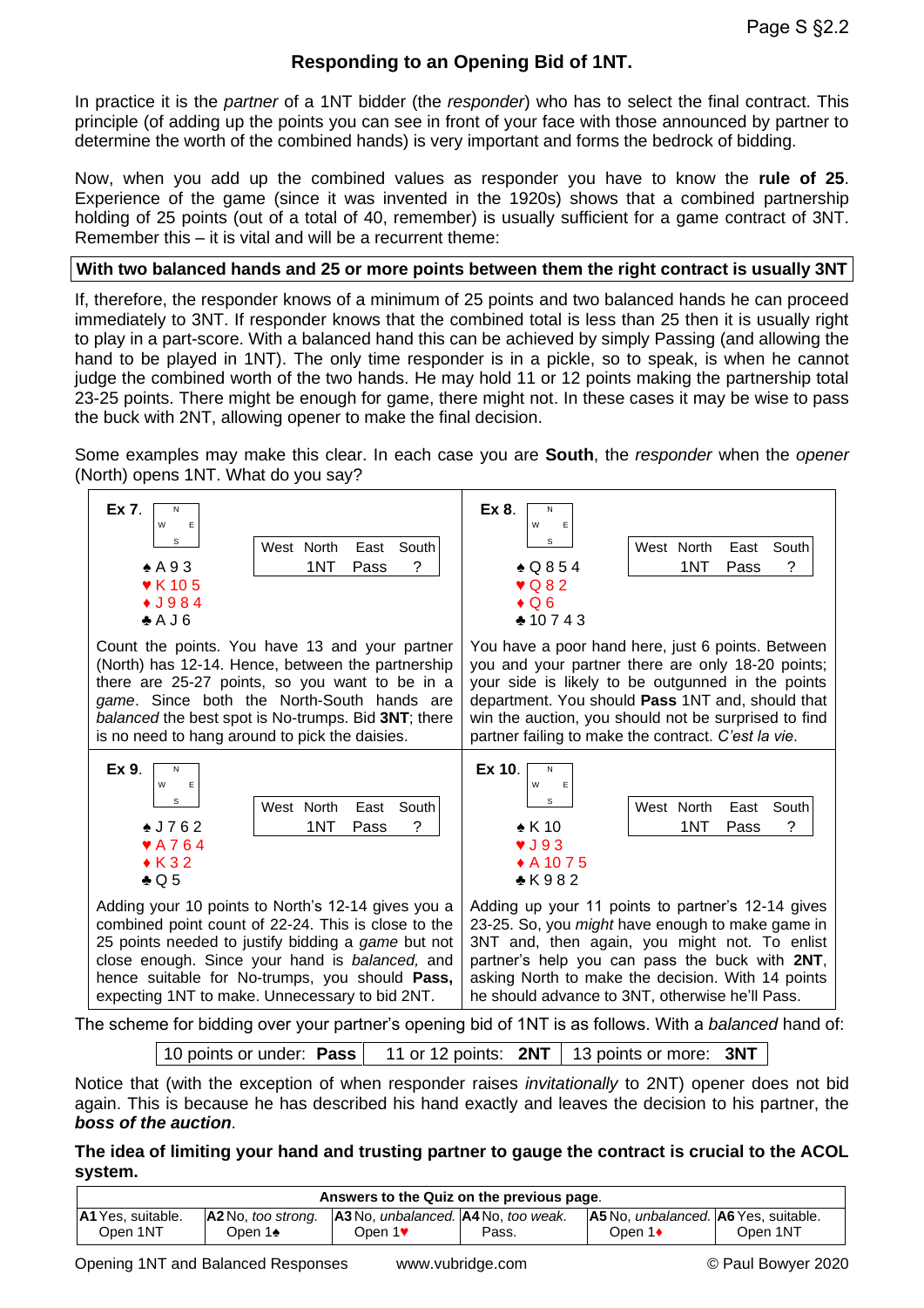# Responding to an Opening Bid of 1NT.

In practice it is the *partner* of a 1NT bidder (the *responder*) who has to select the final contract. This principle (of adding up the points you can see in front of your face with those announced by partner to determine the worth of the combined hands) is very important and forms the bedrock of bidding.

Now, when you add up the combined values as responder you have to know the **rule of 25**. Experience of the game (since it was invented in the 1920s) shows that a combined partnership holding of 25 points (out of a total of 40, remember) is usually sufficient for a game contract of 3NT. Remember this – it is vital and will be a recurrent theme:

**With two balanced hands and 25 or more points between them the right contract is usually 3NT**

If, therefore, the responder knows of a minimum of 25 points and two balanced hands he can proceed immediately to 3NT. If responder knows that the combined total is less than 25 then it is usually right to play in a part-score. With a balanced hand this can be achieved by simply Passing (and allowing the hand to be played in 1NT). The only time responder is in a pickle, so to speak, is when he cannot judge the combined worth of the two hands. He may hold 11 or 12 points making the partnership total 23-25 points. There might be enough for game, there might not. In these cases it may be wise to pass the buck with 2NT, allowing opener to make the final decision.

Some examples may make this clear. In each case you are **South**, the *responder* when the *opener* (North) opens 1NT. What do you say?

**Ex 7.**

| West | North | East | South |
|---|---|---|---|
| | 1NT | Pass | ? |

♠ A 9 3
♥ K 10 5
♦ J 9 8 4
♣ A J 6

Count the points. You have 13 and your partner (North) has 12-14. Hence, between the partnership there are 25-27 points, so you want to be in a *game*. Since both the North-South hands are *balanced* the best spot is No-trumps. Bid **3NT**; there is no need to hang around to pick the daisies.

**Ex 8.**

| West | North | East | South |
|---|---|---|---|
| | 1NT | Pass | ? |

♠ Q 8 5 4
♥ Q 8 2
♦ Q 6
♣ 10 7 4 3

You have a poor hand here, just 6 points. Between you and your partner there are only 18-20 points; your side is likely to be outgunned in the points department. You should **Pass** 1NT and, should that win the auction, you should not be surprised to find partner failing to make the contract. *C'est la vie*.

**Ex 9.**

| West | North | East | South |
|---|---|---|---|
| | 1NT | Pass | ? |

♠ J 7 6 2
♥ A 7 6 4
♦ K 3 2
♣ Q 5

Adding your 10 points to North's 12-14 gives you a combined point count of 22-24. This is close to the 25 points needed to justify bidding a *game* but not close enough. Since your hand is *balanced,* and hence suitable for No-trumps, you should **Pass,** expecting 1NT to make. Unnecessary to bid 2NT.

**Ex 10.**

| West | North | East | South |
|---|---|---|---|
| | 1NT | Pass | ? |

♠ K 10
♥ J 9 3
♦ A 10 7 5
♣ K 9 8 2

Adding up your 11 points to partner's 12-14 gives 23-25. So, you *might* have enough to make game in 3NT and, then again, you might not. To enlist partner's help you can pass the buck with **2NT**, asking North to make the decision. With 14 points he should advance to 3NT, otherwise he'll Pass.

The scheme for bidding over your partner's opening bid of 1NT is as follows. With a *balanced* hand of:

| 10 points or under: **Pass** | 11 or 12 points: **2NT** | 13 points or more: **3NT** |
|---|---|---|

Notice that (with the exception of when responder raises *invitationally* to 2NT) opener does not bid again. This is because he has described his hand exactly and leaves the decision to his partner, the ***boss of the auction***.

**The idea of limiting your hand and trusting partner to gauge the contract is crucial to the ACOL system.**

| **Answers to the Quiz on the previous page.** | | | | | |
|---|---|---|---|---|---|
| **A1** Yes, suitable. Open 1NT | **A2** No, *too strong.* Open 1♠ | **A3** No, *unbalanced.* Open 1♥ | **A4** No, *too weak.* Pass. | **A5** No, *unbalanced.* Open 1♦ | **A6** Yes, suitable. Open 1NT |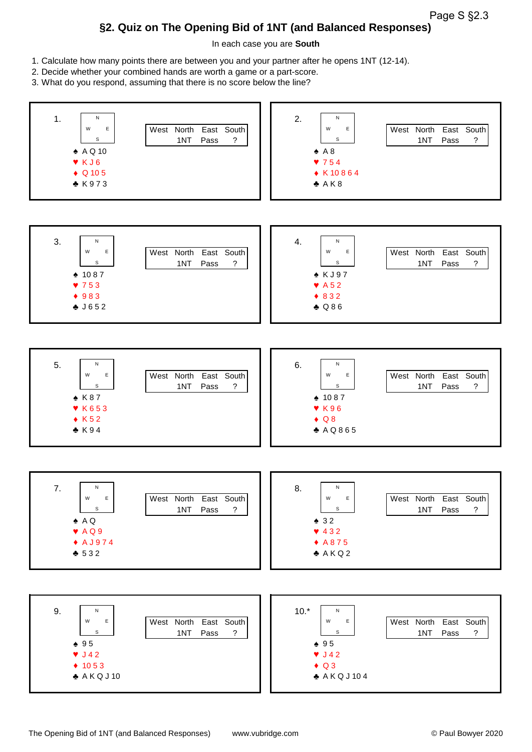## §2. Quiz on The Opening Bid of 1NT (and Balanced Responses)

In each case you are **South**

1. Calculate how many points there are between you and your partner after he opens 1NT (12-14).
2. Decide whether your combined hands are worth a game or a part-score.
3. What do you respond, assuming that there is no score below the line?

---

**1.**

♠ A Q 10
♥ K J 6
♦ Q 10 5
♣ K 9 7 3

| West | North | East | South |
|---|---|---|---|
| | 1NT | Pass | ? |

---

**2.**

♠ A 8
♥ 7 5 4
♦ K 10 8 6 4
♣ A K 8

| West | North | East | South |
|---|---|---|---|
| | 1NT | Pass | ? |

---

**3.**

♠ 10 8 7
♥ 7 5 3
♦ 9 8 3
♣ J 6 5 2

| West | North | East | South |
|---|---|---|---|
| | 1NT | Pass | ? |

---

**4.**

♠ K J 9 7
♥ A 5 2
♦ 8 3 2
♣ Q 8 6

| West | North | East | South |
|---|---|---|---|
| | 1NT | Pass | ? |

---

**5.**

♠ K 8 7
♥ K 6 5 3
♦ K 5 2
♣ K 9 4

| West | North | East | South |
|---|---|---|---|
| | 1NT | Pass | ? |

---

**6.**

♠ 10 8 7
♥ K 9 6
♦ Q 8
♣ A Q 8 6 5

| West | North | East | South |
|---|---|---|---|
| | 1NT | Pass | ? |

---

**7.**

♠ A Q
♥ A Q 9
♦ A J 9 7 4
♣ 5 3 2

| West | North | East | South |
|---|---|---|---|
| | 1NT | Pass | ? |

---

**8.**

♠ 3 2
♥ 4 3 2
♦ A 8 7 5
♣ A K Q 2

| West | North | East | South |
|---|---|---|---|
| | 1NT | Pass | ? |

---

**9.**

♠ 9 5
♥ J 4 2
♦ 10 5 3
♣ A K Q J 10

| West | North | East | South |
|---|---|---|---|
| | 1NT | Pass | ? |

---

**10.***

♠ 9 5
♥ J 4 2
♦ Q 3
♣ A K Q J 10 4

| West | North | East | South |
|---|---|---|---|
| | 1NT | Pass | ? |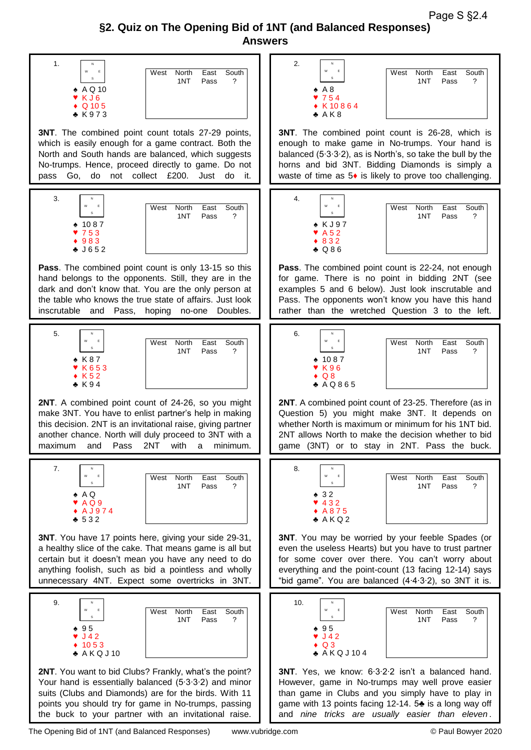## §2. Quiz on The Opening Bid of 1NT (and Balanced Responses)

## Answers

**1.**

♠ A Q 10
♥ K J 6
♦ Q 10 5
♣ K 9 7 3

| West | North | East | South |
|---|---|---|---|
| | 1NT | Pass | ? |

**3NT**. The combined point count totals 27-29 points, which is easily enough for a game contract. Both the North and South hands are balanced, which suggests No-trumps. Hence, proceed directly to game. Do not pass Go, do not collect £200. Just do it.

**2.**

♠ A 8
♥ 7 5 4
♦ K 10 8 6 4
♣ A K 8

| West | North | East | South |
|---|---|---|---|
| | 1NT | Pass | ? |

**3NT**. The combined point count is 26-28, which is enough to make game in No-trumps. Your hand is balanced (5·3·3·2), as is North's, so take the bull by the horns and bid 3NT. Bidding Diamonds is simply a waste of time as 5♦ is likely to prove too challenging.

**3.**

♠ 10 8 7
♥ 7 5 3
♦ 9 8 3
♣ J 6 5 2

| West | North | East | South |
|---|---|---|---|
| | 1NT | Pass | ? |

**Pass**. The combined point count is only 13-15 so this hand belongs to the opponents. Still, they are in the dark and don't know that. You are the only person at the table who knows the true state of affairs. Just look inscrutable and Pass, hoping no-one Doubles.

**4.**

♠ K J 9 7
♥ A 5 2
♦ 8 3 2
♣ Q 8 6

| West | North | East | South |
|---|---|---|---|
| | 1NT | Pass | ? |

**Pass**. The combined point count is 22-24, not enough for game. There is no point in bidding 2NT (see examples 5 and 6 below). Just look inscrutable and Pass. The opponents won't know you have this hand rather than the wretched Question 3 to the left.

**5.**

♠ K 8 7
♥ K 6 5 3
♦ K 5 2
♣ K 9 4

| West | North | East | South |
|---|---|---|---|
| | 1NT | Pass | ? |

**2NT**. A combined point count of 24-26, so you might make 3NT. You have to enlist partner's help in making this decision. 2NT is an invitational raise, giving partner another chance. North will duly proceed to 3NT with a maximum and Pass 2NT with a minimum.

**6.**

♠ 10 8 7
♥ K 9 6
♦ Q 8
♣ A Q 8 6 5

| West | North | East | South |
|---|---|---|---|
| | 1NT | Pass | ? |

**2NT**. A combined point count of 23-25. Therefore (as in Question 5) you might make 3NT. It depends on whether North is maximum or minimum for his 1NT bid. 2NT allows North to make the decision whether to bid game (3NT) or to stay in 2NT. Pass the buck.

**7.**

♠ A Q
♥ A Q 9
♦ A J 9 7 4
♣ 5 3 2

| West | North | East | South |
|---|---|---|---|
| | 1NT | Pass | ? |

**3NT**. You have 17 points here, giving your side 29-31, a healthy slice of the cake. That means game is all but certain but it doesn't mean you have any need to do anything foolish, such as bid a pointless and wholly unnecessary 4NT. Expect some overtricks in 3NT.

**8.**

♠ 3 2
♥ 4 3 2
♦ A 8 7 5
♣ A K Q 2

| West | North | East | South |
|---|---|---|---|
| | 1NT | Pass | ? |

**3NT**. You may be worried by your feeble Spades (or even the useless Hearts) but you have to trust partner for some cover over there. You can't worry about everything and the point-count (13 facing 12-14) says "bid game". You are balanced (4·4·3·2), so 3NT it is.

**9.**

♠ 9 5
♥ J 4 2
♦ 10 5 3
♣ A K Q J 10

| West | North | East | South |
|---|---|---|---|
| | 1NT | Pass | ? |

**2NT**. You want to bid Clubs? Frankly, what's the point? Your hand is essentially balanced (5·3·3·2) and minor suits (Clubs and Diamonds) are for the birds. With 11 points you should try for game in No-trumps, passing the buck to your partner with an invitational raise.

**10.**

♠ 9 5
♥ J 4 2
♦ Q 3
♣ A K Q J 10 4

| West | North | East | South |
|---|---|---|---|
| | 1NT | Pass | ? |

**3NT**. Yes, we know: 6·3·2·2 isn't a balanced hand. However, game in No-trumps may well prove easier than game in Clubs and you simply have to play in game with 13 points facing 12-14. 5♣ is a long way off and *nine tricks are usually easier than eleven*.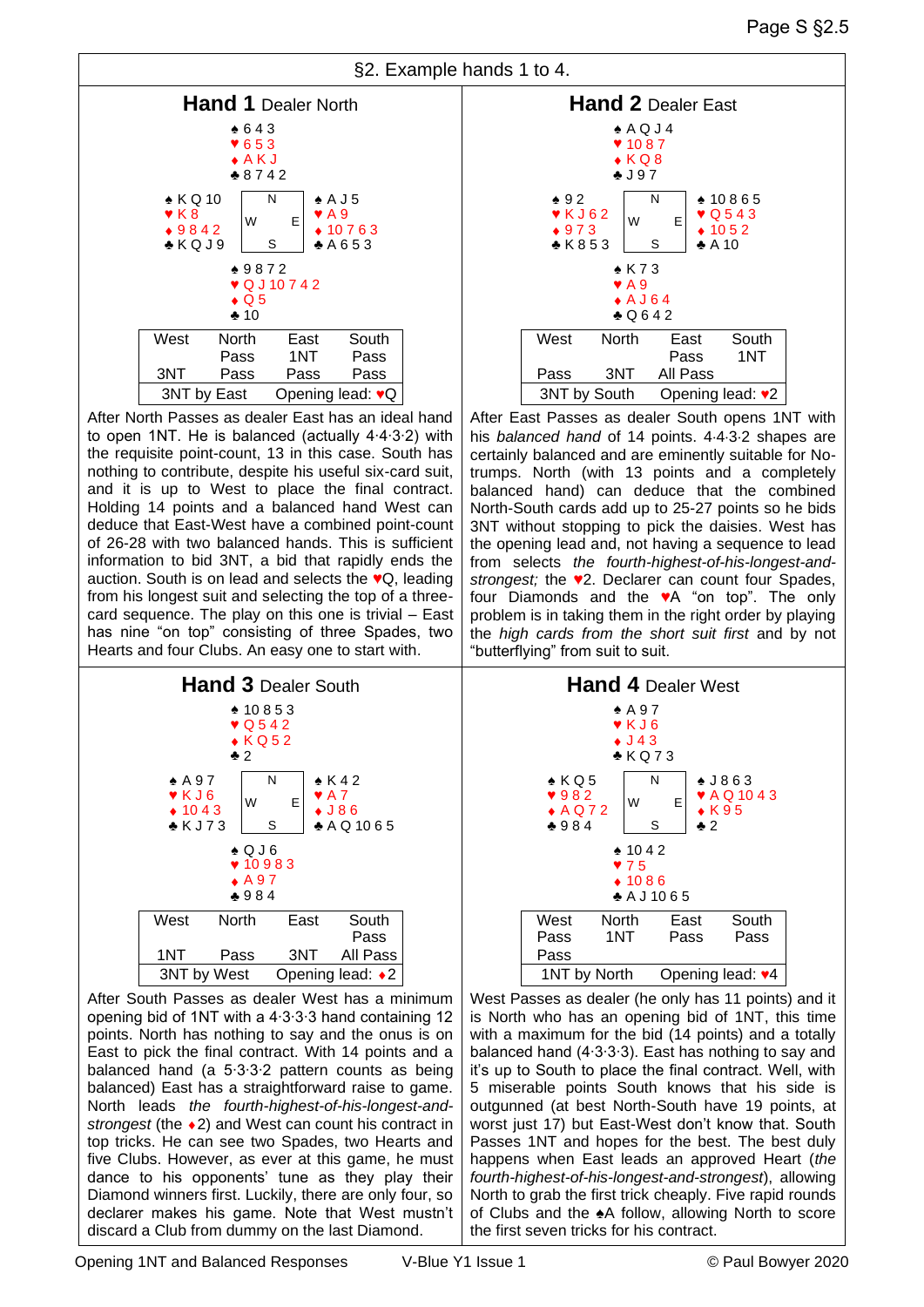## §2. Example hands 1 to 4.

### Hand 1 Dealer North

North: ♠ 6 4 3 ♥ 6 5 3 ♦ A K J ♣ 8 7 4 2

West: ♠ K Q 10 ♥ K 8 ♦ 9 8 4 2 ♣ K Q J 9

East: ♠ A J 5 ♥ A 9 ♦ 10 7 6 3 ♣ A 6 5 3

South: ♠ 9 8 7 2 ♥ Q J 10 7 4 2 ♦ Q 5 ♣ 10

| West | North | East | South |
|---|---|---|---|
| | Pass | 1NT | Pass |
| 3NT | Pass | Pass | Pass |
| 3NT by East | | Opening lead: ♥Q | |

After North Passes as dealer East has an ideal hand to open 1NT. He is balanced (actually 4·4·3·2) with the requisite point-count, 13 in this case. South has nothing to contribute, despite his useful six-card suit, and it is up to West to place the final contract. Holding 14 points and a balanced hand West can deduce that East-West have a combined point-count of 26-28 with two balanced hands. This is sufficient information to bid 3NT, a bid that rapidly ends the auction. South is on lead and selects the ♥Q, leading from his longest suit and selecting the top of a three-card sequence. The play on this one is trivial – East has nine "on top" consisting of three Spades, two Hearts and four Clubs. An easy one to start with.

### Hand 2 Dealer East

North: ♠ A Q J 4 ♥ 10 8 7 ♦ K Q 8 ♣ J 9 7

West: ♠ 9 2 ♥ K J 6 2 ♦ 9 7 3 ♣ K 8 5 3

East: ♠ 10 8 6 5 ♥ Q 5 4 3 ♦ 10 5 2 ♣ A 10

South: ♠ K 7 3 ♥ A 9 ♦ A J 6 4 ♣ Q 6 4 2

| West | North | East | South |
|---|---|---|---|
| | | Pass | 1NT |
| Pass | 3NT | All Pass | |
| 3NT by South | | Opening lead: ♥2 | |

After East Passes as dealer South opens 1NT with his *balanced hand* of 14 points. 4·4·3·2 shapes are certainly balanced and are eminently suitable for No-trumps. North (with 13 points and a completely balanced hand) can deduce that the combined North-South cards add up to 25-27 points so he bids 3NT without stopping to pick the daisies. West has the opening lead and, not having a sequence to lead from selects *the fourth-highest-of-his-longest-and-strongest;* the ♥2. Declarer can count four Spades, four Diamonds and the ♥A "on top". The only problem is in taking them in the right order by playing the *high cards from the short suit first* and by not "butterflying" from suit to suit.

### Hand 3 Dealer South

North: ♠ 10 8 5 3 ♥ Q 5 4 2 ♦ K Q 5 2 ♣ 2

West: ♠ A 9 7 ♥ K J 6 ♦ 10 4 3 ♣ K J 7 3

East: ♠ K 4 2 ♥ A 7 ♦ J 8 6 ♣ A Q 10 6 5

South: ♠ Q J 6 ♥ 10 9 8 3 ♦ A 9 7 ♣ 9 8 4

| West | North | East | South |
|---|---|---|---|
| | | | Pass |
| 1NT | Pass | 3NT | All Pass |
| 3NT by West | | Opening lead: ♦2 | |

After South Passes as dealer West has a minimum opening bid of 1NT with a 4·3·3·3 hand containing 12 points. North has nothing to say and the onus is on East to pick the final contract. With 14 points and a balanced hand (a 5·3·3·2 pattern counts as being balanced) East has a straightforward raise to game. North leads *the fourth-highest-of-his-longest-and-strongest* (the ♦2) and West can count his contract in top tricks. He can see two Spades, two Hearts and five Clubs. However, as ever at this game, he must dance to his opponents' tune as they play their Diamond winners first. Luckily, there are only four, so declarer makes his game. Note that West mustn't discard a Club from dummy on the last Diamond.

### Hand 4 Dealer West

North: ♠ A 9 7 ♥ K J 6 ♦ J 4 3 ♣ K Q 7 3

West: ♠ K Q 5 ♥ 9 8 2 ♦ A Q 7 2 ♣ 9 8 4

East: ♠ J 8 6 3 ♥ A Q 10 4 3 ♦ K 9 5 ♣ 2

South: ♠ 10 4 2 ♥ 7 5 ♦ 10 8 6 ♣ A J 10 6 5

| West | North | East | South |
|---|---|---|---|
| Pass | 1NT | Pass | Pass |
| Pass | | | |
| 1NT by North | | Opening lead: ♥4 | |

West Passes as dealer (he only has 11 points) and it is North who has an opening bid of 1NT, this time with a maximum for the bid (14 points) and a totally balanced hand (4·3·3·3). East has nothing to say and it's up to South to place the final contract. Well, with 5 miserable points South knows that his side is outgunned (at best North-South have 19 points, at worst just 17) but East-West don't know that. South Passes 1NT and hopes for the best. The best duly happens when East leads an approved Heart (*the fourth-highest-of-his-longest-and-strongest*), allowing North to grab the first trick cheaply. Five rapid rounds of Clubs and the ♠A follow, allowing North to score the first seven tricks for his contract.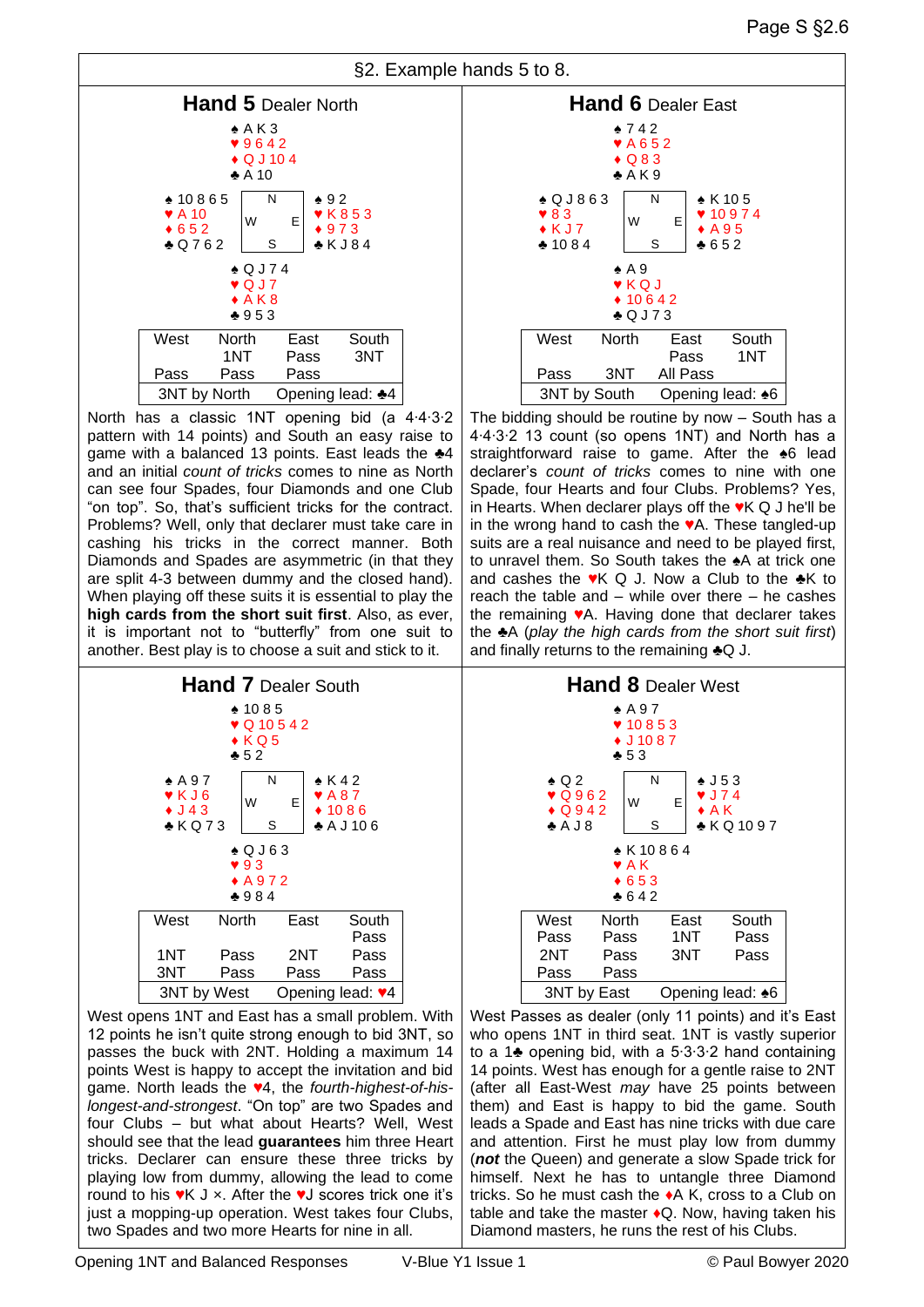## §2. Example hands 5 to 8.

### Hand 5 Dealer North

North: ♠ A K 3 ♥ 9 6 4 2 ♦ Q J 10 4 ♣ A 10

West: ♠ 10 8 6 5 ♥ A 10 ♦ 6 5 2 ♣ Q 7 6 2

East: ♠ 9 2 ♥ K 8 5 3 ♦ 9 7 3 ♣ K J 8 4

South: ♠ Q J 7 4 ♥ Q J 7 ♦ A K 8 ♣ 9 5 3

| West | North | East | South |
|---|---|---|---|
| | 1NT | Pass | 3NT |
| Pass | Pass | Pass | |

3NT by North — Opening lead: ♣4

North has a classic 1NT opening bid (a 4·4·3·2 pattern with 14 points) and South an easy raise to game with a balanced 13 points. East leads the ♣4 and an initial *count of tricks* comes to nine as North can see four Spades, four Diamonds and one Club "on top". So, that's sufficient tricks for the contract. Problems? Well, only that declarer must take care in cashing his tricks in the correct manner. Both Diamonds and Spades are asymmetric (in that they are split 4-3 between dummy and the closed hand). When playing off these suits it is essential to play the **high cards from the short suit first**. Also, as ever, it is important not to "butterfly" from one suit to another. Best play is to choose a suit and stick to it.

### Hand 6 Dealer East

North: ♠ 7 4 2 ♥ A 6 5 2 ♦ Q 8 3 ♣ A K 9

West: ♠ Q J 8 6 3 ♥ 8 3 ♦ K J 7 ♣ 10 8 4

East: ♠ K 10 5 ♥ 10 9 7 4 ♦ A 9 5 ♣ 6 5 2

South: ♠ A 9 ♥ K Q J ♦ 10 6 4 2 ♣ Q J 7 3

| West | North | East | South |
|---|---|---|---|
| | | Pass | 1NT |
| Pass | 3NT | All Pass | |

3NT by South — Opening lead: ♠6

The bidding should be routine by now – South has a 4·4·3·2 13 count (so opens 1NT) and North has a straightforward raise to game. After the ♠6 lead declarer's *count of tricks* comes to nine with one Spade, four Hearts and four Clubs. Problems? Yes, in Hearts. When declarer plays off the ♥K Q J he'll be in the wrong hand to cash the ♥A. These tangled-up suits are a real nuisance and need to be played first, to unravel them. So South takes the ♠A at trick one and cashes the ♥K Q J. Now a Club to the ♣K to reach the table and – while over there – he cashes the remaining ♥A. Having done that declarer takes the ♣A (*play the high cards from the short suit first*) and finally returns to the remaining ♣Q J.

### Hand 7 Dealer South

North: ♠ 10 8 5 ♥ Q 10 5 4 2 ♦ K Q 5 ♣ 5 2

West: ♠ A 9 7 ♥ K J 6 ♦ J 4 3 ♣ K Q 7 3

East: ♠ K 4 2 ♥ A 8 7 ♦ 10 8 6 ♣ A J 10 6

South: ♠ Q J 6 3 ♥ 9 3 ♦ A 9 7 2 ♣ 9 8 4

| West | North | East | South |
|---|---|---|---|
| | | | Pass |
| 1NT | Pass | 2NT | Pass |
| 3NT | Pass | Pass | Pass |

3NT by West — Opening lead: ♥4

West opens 1NT and East has a small problem. With 12 points he isn't quite strong enough to bid 3NT, so passes the buck with 2NT. Holding a maximum 14 points West is happy to accept the invitation and bid game. North leads the ♥4, the *fourth-highest-of-his-longest-and-strongest*. "On top" are two Spades and four Clubs – but what about Hearts? Well, West should see that the lead **guarantees** him three Heart tricks. Declarer can ensure these three tricks by playing low from dummy, allowing the lead to come round to his ♥K J ×. After the ♥J scores trick one it's just a mopping-up operation. West takes four Clubs, two Spades and two more Hearts for nine in all.

### Hand 8 Dealer West

North: ♠ A 9 7 ♥ 10 8 5 3 ♦ J 10 8 7 ♣ 5 3

West: ♠ Q 2 ♥ Q 9 6 2 ♦ Q 9 4 2 ♣ A J 8

East: ♠ J 5 3 ♥ J 7 4 ♦ A K ♣ K Q 10 9 7

South: ♠ K 10 8 6 4 ♥ A K ♦ 6 5 3 ♣ 6 4 2

| West | North | East | South |
|---|---|---|---|
| Pass | Pass | 1NT | Pass |
| 2NT | Pass | 3NT | Pass |
| Pass | Pass | | |

3NT by East — Opening lead: ♠6

West Passes as dealer (only 11 points) and it's East who opens 1NT in third seat. 1NT is vastly superior to a 1♣ opening bid, with a 5·3·3·2 hand containing 14 points. West has enough for a gentle raise to 2NT (after all East-West *may* have 25 points between them) and East is happy to bid the game. South leads a Spade and East has nine tricks with due care and attention. First he must play low from dummy (***not*** the Queen) and generate a slow Spade trick for himself. Next he has to untangle three Diamond tricks. So he must cash the ♦A K, cross to a Club on table and take the master ♦Q. Now, having taken his Diamond masters, he runs the rest of his Clubs.